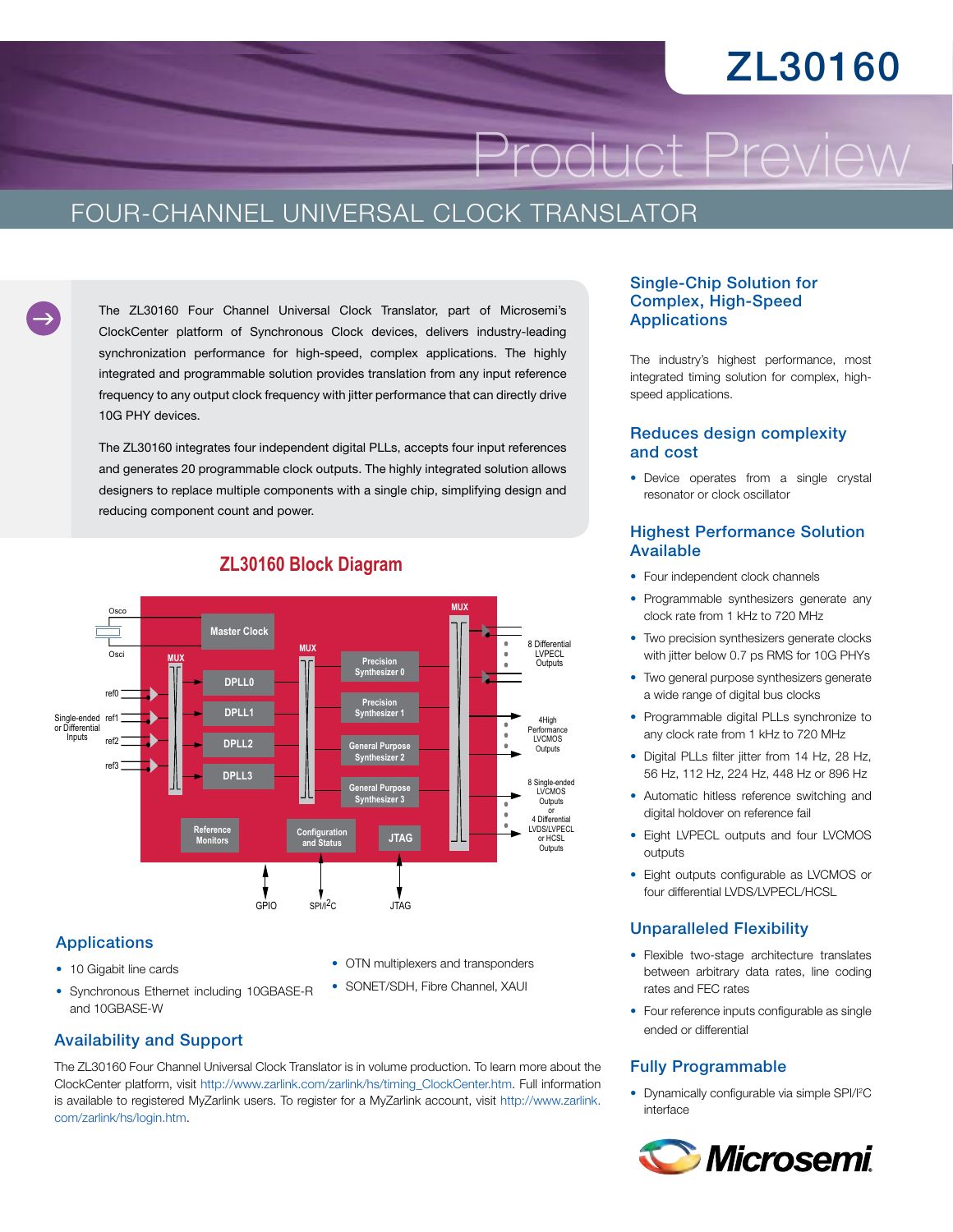# ZL30160

Product Preview

## FOUR-CHANNEL UNIVERSAL CLOCK TRANSLATOR

The ZL30160 Four Channel Universal Clock Translator, part of Microsemi's ClockCenter platform of Synchronous Clock devices, delivers industry-leading synchronization performance for high-speed, complex applications. The highly integrated and programmable solution provides translation from any input reference frequency to any output clock frequency with jitter performance that can directly drive 10G PHY devices.

The ZL30160 integrates four independent digital PLLs, accepts four input references and generates 20 programmable clock outputs. The highly integrated solution allows designers to replace multiple components with a single chip, simplifying design and reducing component count and power.

## ZL30160 Block Diagram

Osco
Osci
Master Clock
MUX
ref0
ref1
ref2
ref3
Single-ended or Differential Inputs
DPLL0
DPLL1
DPLL2
DPLL3
MUX
Precision Synthesizer 0
Precision Synthesizer 1
General Purpose Synthesizer 2
General Purpose Synthesizer 3
MUX
8 Differential LVPECL Outputs
4High Performance LVCMOS Outputs
8 Single-ended LVCMOS Outputs or 4 Differential LVDS/LVPECL or HCSL Outputs
Reference Monitors
Configuration and Status
JTAG
GPIO
SPI/I²C
JTAG

## Applications

- 10 Gigabit line cards
- Synchronous Ethernet including 10GBASE-R and 10GBASE-W
- OTN multiplexers and transponders
- SONET/SDH, Fibre Channel, XAUI

## Availability and Support

The ZL30160 Four Channel Universal Clock Translator is in volume production. To learn more about the ClockCenter platform, visit http://www.zarlink.com/zarlink/hs/timing_ClockCenter.htm. Full information is available to registered MyZarlink users. To register for a MyZarlink account, visit http://www.zarlink.com/zarlink/hs/login.htm.

## Single-Chip Solution for Complex, High-Speed Applications

The industry's highest performance, most integrated timing solution for complex, high-speed applications.

## Reduces design complexity and cost

- Device operates from a single crystal resonator or clock oscillator

## Highest Performance Solution Available

- Four independent clock channels
- Programmable synthesizers generate any clock rate from 1 kHz to 720 MHz
- Two precision synthesizers generate clocks with jitter below 0.7 ps RMS for 10G PHYs
- Two general purpose synthesizers generate a wide range of digital bus clocks
- Programmable digital PLLs synchronize to any clock rate from 1 kHz to 720 MHz
- Digital PLLs filter jitter from 14 Hz, 28 Hz, 56 Hz, 112 Hz, 224 Hz, 448 Hz or 896 Hz
- Automatic hitless reference switching and digital holdover on reference fail
- Eight LVPECL outputs and four LVCMOS outputs
- Eight outputs configurable as LVCMOS or four differential LVDS/LVPECL/HCSL

## Unparalleled Flexibility

- Flexible two-stage architecture translates between arbitrary data rates, line coding rates and FEC rates
- Four reference inputs configurable as single ended or differential

## Fully Programmable

- Dynamically configurable via simple SPI/I²C interface

Microsemi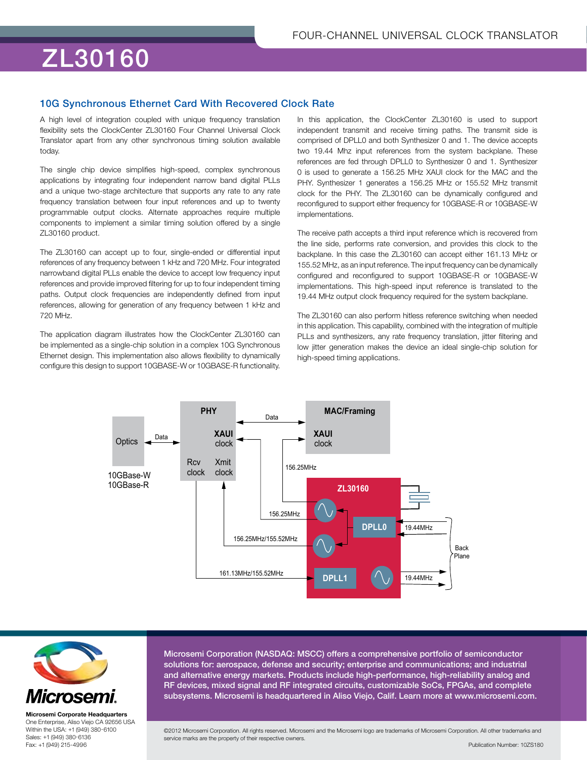# ZL30160

## 10G Synchronous Ethernet Card With Recovered Clock Rate

A high level of integration coupled with unique frequency translation flexibility sets the ClockCenter ZL30160 Four Channel Universal Clock Translator apart from any other synchronous timing solution available today.

The single chip device simplifies high-speed, complex synchronous applications by integrating four independent narrow band digital PLLs and a unique two-stage architecture that supports any rate to any rate frequency translation between four input references and up to twenty programmable output clocks. Alternate approaches require multiple components to implement a similar timing solution offered by a single ZL30160 product.

The ZL30160 can accept up to four, single-ended or differential input references of any frequency between 1 kHz and 720 MHz. Four integrated narrowband digital PLLs enable the device to accept low frequency input references and provide improved filtering for up to four independent timing paths. Output clock frequencies are independently defined from input references, allowing for generation of any frequency between 1 kHz and 720 MHz.

The application diagram illustrates how the ClockCenter ZL30160 can be implemented as a single-chip solution in a complex 10G Synchronous Ethernet design. This implementation also allows flexibility to dynamically configure this design to support 10GBASE-W or 10GBASE-R functionality.

In this application, the ClockCenter ZL30160 is used to support independent transmit and receive timing paths. The transmit side is comprised of DPLL0 and both Synthesizer 0 and 1. The device accepts two 19.44 Mhz input references from the system backplane. These references are fed through DPLL0 to Synthesizer 0 and 1. Synthesizer 0 is used to generate a 156.25 MHz XAUI clock for the MAC and the PHY. Synthesizer 1 generates a 156.25 MHz or 155.52 MHz transmit clock for the PHY. The ZL30160 can dynamically configured and reconfigured to support either frequency for 10GBASE-R or 10GBASE-W implementations.

The receive path accepts a third input reference which is recovered from the line side, performs rate conversion, and provides this clock to the backplane. In this case the ZL30160 can accept either 161.13 MHz or 155.52 MHz, as an input reference. The input frequency can be dynamically configured and reconfigured to support 10GBASE-R or 10GBASE-W implementations. This high-speed input reference is translated to the 19.44 MHz output clock frequency required for the system backplane.

The ZL30160 can also perform hitless reference switching when needed in this application. This capability, combined with the integration of multiple PLLs and synthesizers, any rate frequency translation, jitter filtering and low jitter generation makes the device an ideal single-chip solution for high-speed timing applications.

Optics
Data
10GBase-W
10GBase-R
PHY
XAUI clock
Rcv clock
Xmit clock
Data
MAC/Framing
XAUI clock
156.25MHz
ZL30160
156.25MHz
DPLL0
19.44MHz
156.25MHz/155.52MHz
Back Plane
161.13MHz/155.52MHz
DPLL1
19.44MHz

**Microsemi Corporate Headquarters**
One Enterprise, Aliso Viejo CA 92656 USA
Within the USA: +1 (949) 380-6100
Sales: +1 (949) 380-6136
Fax: +1 (949) 215-4996

Microsemi Corporation (NASDAQ: MSCC) offers a comprehensive portfolio of semiconductor solutions for: aerospace, defense and security; enterprise and communications; and industrial and alternative energy markets. Products include high-performance, high-reliability analog and RF devices, mixed signal and RF integrated circuits, customizable SoCs, FPGAs, and complete subsystems. Microsemi is headquartered in Aliso Viejo, Calif. Learn more at www.microsemi.com.

©2012 Microsemi Corporation. All rights reserved. Microsemi and the Microsemi logo are trademarks of Microsemi Corporation. All other trademarks and service marks are the property of their respective owners.

Publication Number: 10ZS180